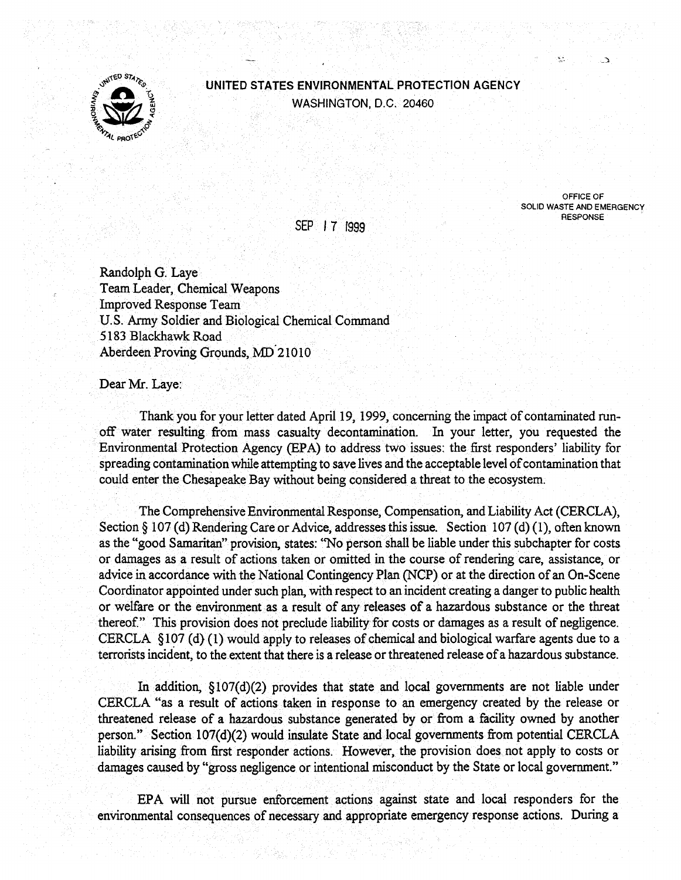**UNITED STATES ENVIRONMENTAL PROTECTION AGENCY**
WASHINGTON, D.C. 20460

OFFICE OF
SOLID WASTE AND EMERGENCY
RESPONSE

SEP 17 1999

Randolph G. Laye
Team Leader, Chemical Weapons
Improved Response Team
U.S. Army Soldier and Biological Chemical Command
5183 Blackhawk Road
Aberdeen Proving Grounds, MD 21010

Dear Mr. Laye:

Thank you for your letter dated April 19, 1999, concerning the impact of contaminated run-off water resulting from mass casualty decontamination. In your letter, you requested the Environmental Protection Agency (EPA) to address two issues: the first responders' liability for spreading contamination while attempting to save lives and the acceptable level of contamination that could enter the Chesapeake Bay without being considered a threat to the ecosystem.

The Comprehensive Environmental Response, Compensation, and Liability Act (CERCLA), Section § 107 (d) Rendering Care or Advice, addresses this issue. Section 107 (d) (1), often known as the "good Samaritan" provision, states: "No person shall be liable under this subchapter for costs or damages as a result of actions taken or omitted in the course of rendering care, assistance, or advice in accordance with the National Contingency Plan (NCP) or at the direction of an On-Scene Coordinator appointed under such plan, with respect to an incident creating a danger to public health or welfare or the environment as a result of any releases of a hazardous substance or the threat thereof." This provision does not preclude liability for costs or damages as a result of negligence. CERCLA §107 (d) (1) would apply to releases of chemical and biological warfare agents due to a terrorists incident, to the extent that there is a release or threatened release of a hazardous substance.

In addition, §107(d)(2) provides that state and local governments are not liable under CERCLA "as a result of actions taken in response to an emergency created by the release or threatened release of a hazardous substance generated by or from a facility owned by another person." Section 107(d)(2) would insulate State and local governments from potential CERCLA liability arising from first responder actions. However, the provision does not apply to costs or damages caused by "gross negligence or intentional misconduct by the State or local government."

EPA will not pursue enforcement actions against state and local responders for the environmental consequences of necessary and appropriate emergency response actions. During a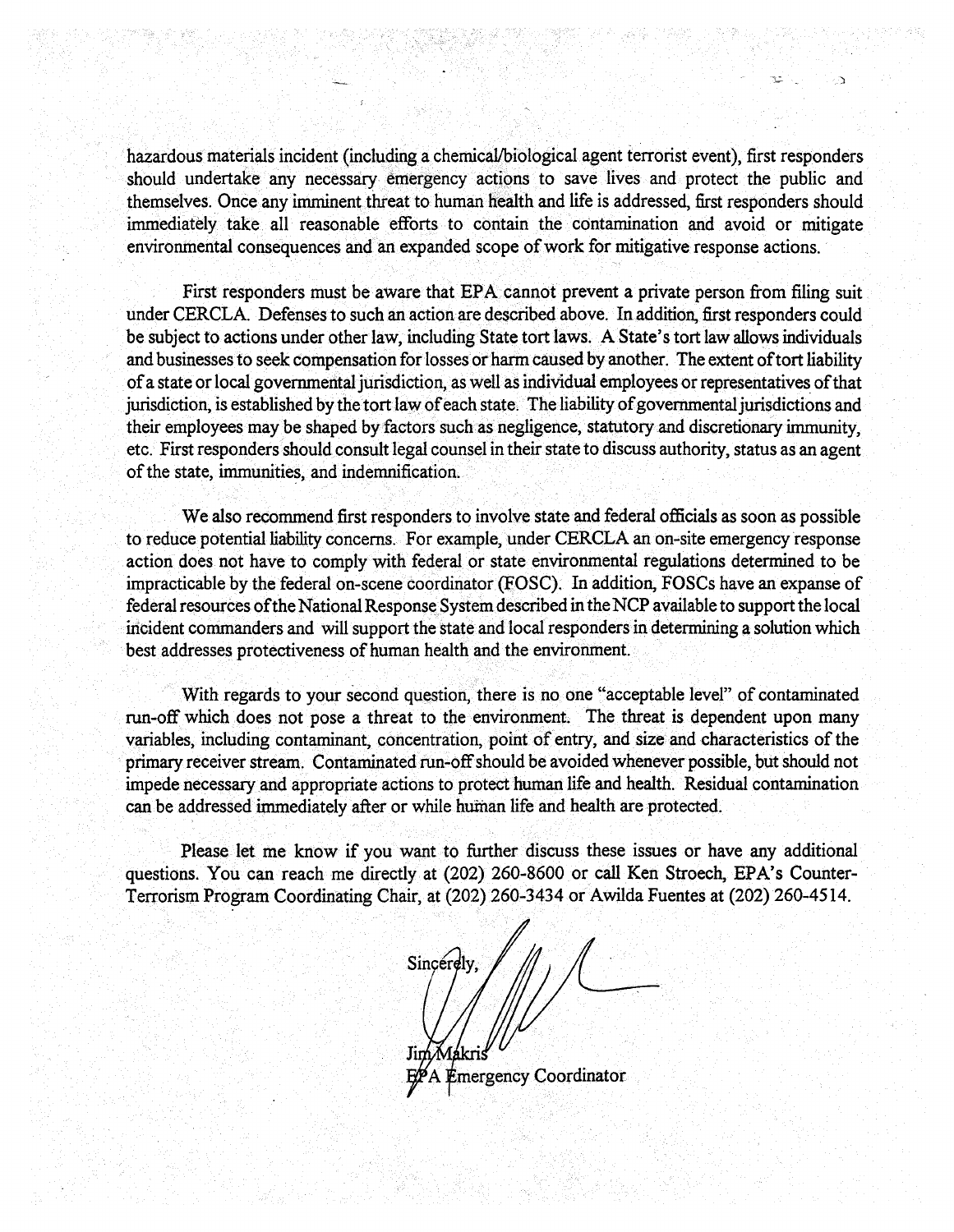hazardous materials incident (including a chemical/biological agent terrorist event), first responders should undertake any necessary emergency actions to save lives and protect the public and themselves. Once any imminent threat to human health and life is addressed, first responders should immediately take all reasonable efforts to contain the contamination and avoid or mitigate environmental consequences and an expanded scope of work for mitigative response actions.

First responders must be aware that EPA cannot prevent a private person from filing suit under CERCLA. Defenses to such an action are described above. In addition, first responders could be subject to actions under other law, including State tort laws. A State's tort law allows individuals and businesses to seek compensation for losses or harm caused by another. The extent of tort liability of a state or local governmental jurisdiction, as well as individual employees or representatives of that jurisdiction, is established by the tort law of each state. The liability of governmental jurisdictions and their employees may be shaped by factors such as negligence, statutory and discretionary immunity, etc. First responders should consult legal counsel in their state to discuss authority, status as an agent of the state, immunities, and indemnification.

We also recommend first responders to involve state and federal officials as soon as possible to reduce potential liability concerns. For example, under CERCLA an on-site emergency response action does not have to comply with federal or state environmental regulations determined to be impracticable by the federal on-scene coordinator (FOSC). In addition, FOSCs have an expanse of federal resources of the National Response System described in the NCP available to support the local incident commanders and will support the state and local responders in determining a solution which best addresses protectiveness of human health and the environment.

With regards to your second question, there is no one "acceptable level" of contaminated run-off which does not pose a threat to the environment. The threat is dependent upon many variables, including contaminant, concentration, point of entry, and size and characteristics of the primary receiver stream. Contaminated run-off should be avoided whenever possible, but should not impede necessary and appropriate actions to protect human life and health. Residual contamination can be addressed immediately after or while human life and health are protected.

Please let me know if you want to further discuss these issues or have any additional questions. You can reach me directly at (202) 260-8600 or call Ken Stroech, EPA's Counter-Terrorism Program Coordinating Chair, at (202) 260-3434 or Awilda Fuentes at (202) 260-4514.

Sincerely,

Jim Makris
EPA Emergency Coordinator